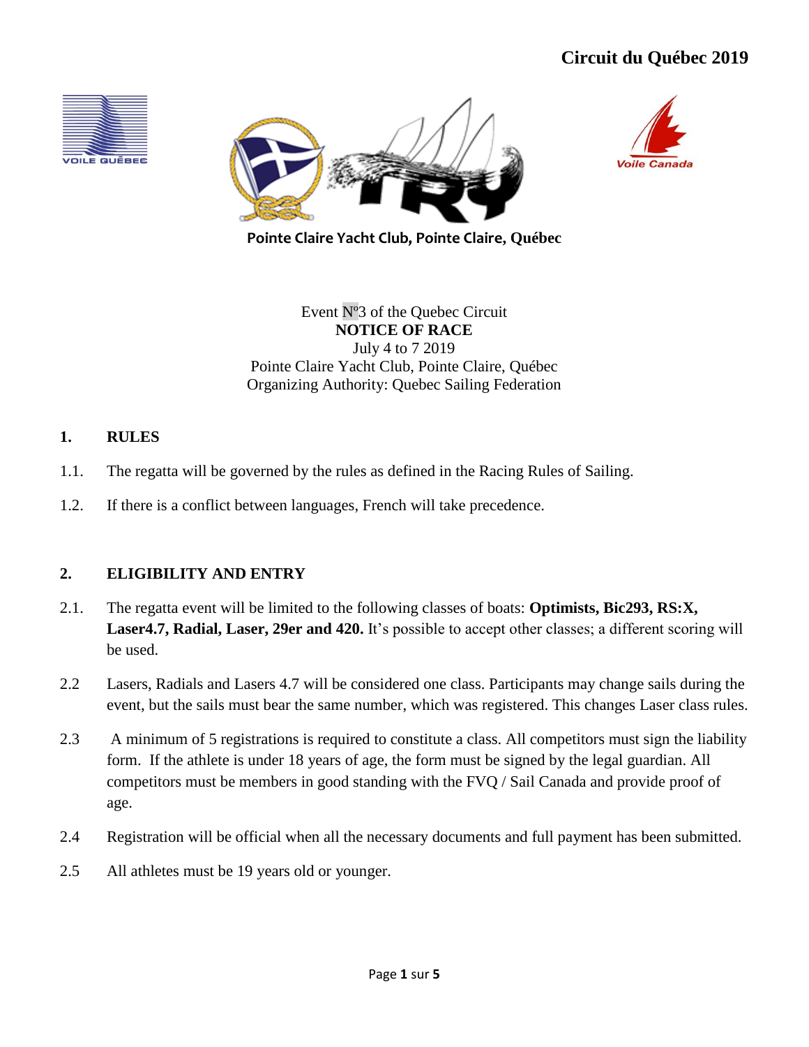# Circuit du Québec 2019

**Pointe Claire Yacht Club, Pointe Claire, Québec**

Event Nº3 of the Quebec Circuit
**NOTICE OF RACE**
July 4 to 7 2019
Pointe Claire Yacht Club, Pointe Claire, Québec
Organizing Authority: Quebec Sailing Federation

## 1. RULES

1.1. The regatta will be governed by the rules as defined in the Racing Rules of Sailing.

1.2. If there is a conflict between languages, French will take precedence.

## 2. ELIGIBILITY AND ENTRY

2.1. The regatta event will be limited to the following classes of boats: **Optimists, Bic293, RS:X, Laser4.7, Radial, Laser, 29er and 420.** It's possible to accept other classes; a different scoring will be used.

2.2 Lasers, Radials and Lasers 4.7 will be considered one class. Participants may change sails during the event, but the sails must bear the same number, which was registered. This changes Laser class rules.

2.3 A minimum of 5 registrations is required to constitute a class. All competitors must sign the liability form. If the athlete is under 18 years of age, the form must be signed by the legal guardian. All competitors must be members in good standing with the FVQ / Sail Canada and provide proof of age.

2.4 Registration will be official when all the necessary documents and full payment has been submitted.

2.5 All athletes must be 19 years old or younger.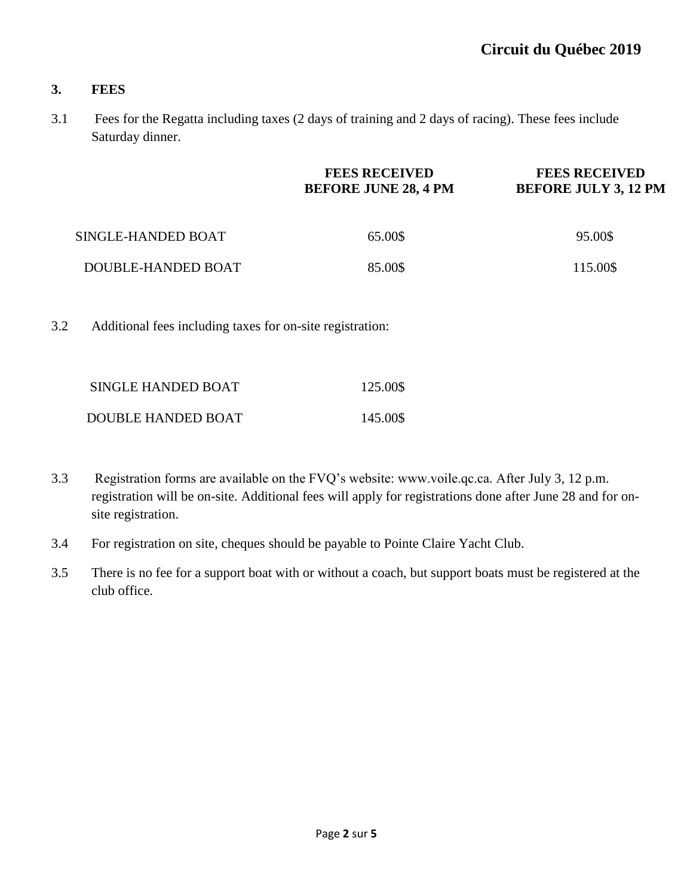## 3. FEES

3.1 Fees for the Regatta including taxes (2 days of training and 2 days of racing). These fees include Saturday dinner.

| | **FEES RECEIVED BEFORE JUNE 28, 4 PM** | **FEES RECEIVED BEFORE JULY 3, 12 PM** |
|---|---|---|
| SINGLE-HANDED BOAT | 65.00$ | 95.00$ |
| DOUBLE-HANDED BOAT | 85.00$ | 115.00$ |

3.2 Additional fees including taxes for on-site registration:

| | |
|---|---|
| SINGLE HANDED BOAT | 125.00$ |
| DOUBLE HANDED BOAT | 145.00$ |

3.3 Registration forms are available on the FVQ's website: www.voile.qc.ca. After July 3, 12 p.m. registration will be on-site. Additional fees will apply for registrations done after June 28 and for on-site registration.

3.4 For registration on site, cheques should be payable to Pointe Claire Yacht Club.

3.5 There is no fee for a support boat with or without a coach, but support boats must be registered at the club office.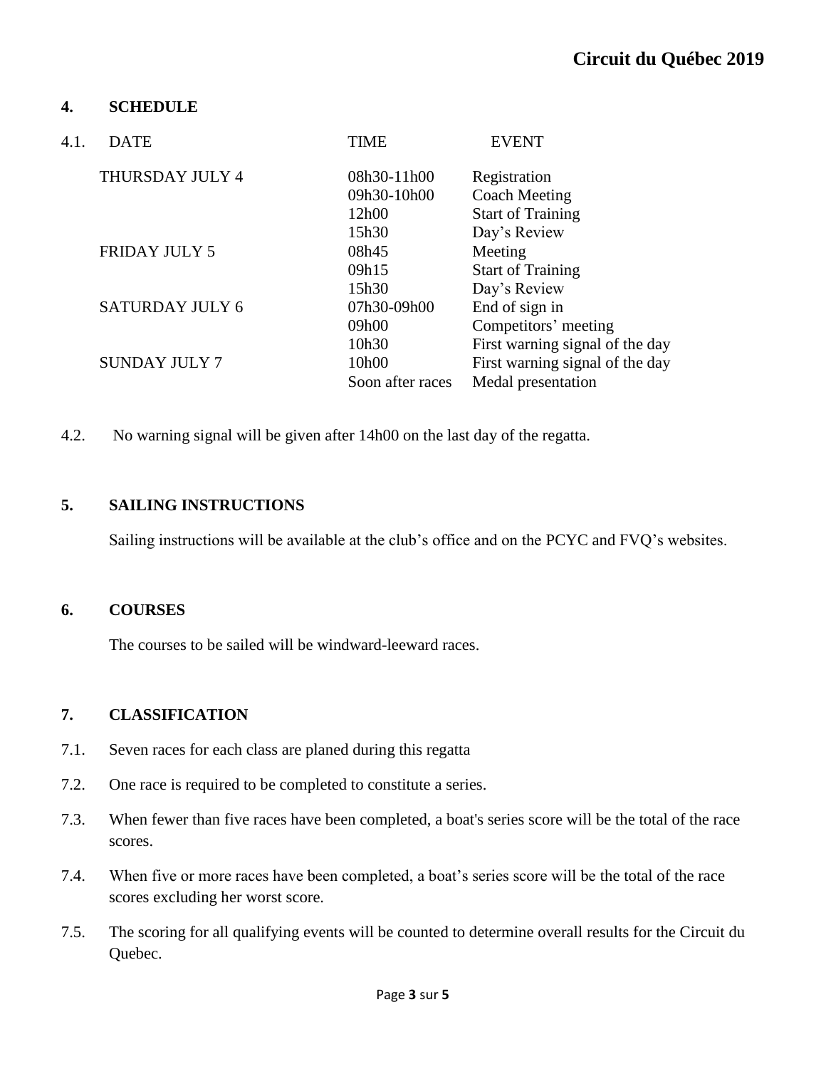## 4. SCHEDULE

4.1.

| DATE | TIME | EVENT |
| --- | --- | --- |
| THURSDAY JULY 4 | 08h30-11h00 | Registration |
| | 09h30-10h00 | Coach Meeting |
| | 12h00 | Start of Training |
| | 15h30 | Day's Review |
| FRIDAY JULY 5 | 08h45 | Meeting |
| | 09h15 | Start of Training |
| | 15h30 | Day's Review |
| SATURDAY JULY 6 | 07h30-09h00 | End of sign in |
| | 09h00 | Competitors' meeting |
| | 10h30 | First warning signal of the day |
| SUNDAY JULY 7 | 10h00 | First warning signal of the day |
| | Soon after races | Medal presentation |

4.2. No warning signal will be given after 14h00 on the last day of the regatta.

## 5. SAILING INSTRUCTIONS

Sailing instructions will be available at the club's office and on the PCYC and FVQ's websites.

## 6. COURSES

The courses to be sailed will be windward-leeward races.

## 7. CLASSIFICATION

7.1. Seven races for each class are planed during this regatta

7.2. One race is required to be completed to constitute a series.

7.3. When fewer than five races have been completed, a boat's series score will be the total of the race scores.

7.4. When five or more races have been completed, a boat's series score will be the total of the race scores excluding her worst score.

7.5. The scoring for all qualifying events will be counted to determine overall results for the Circuit du Quebec.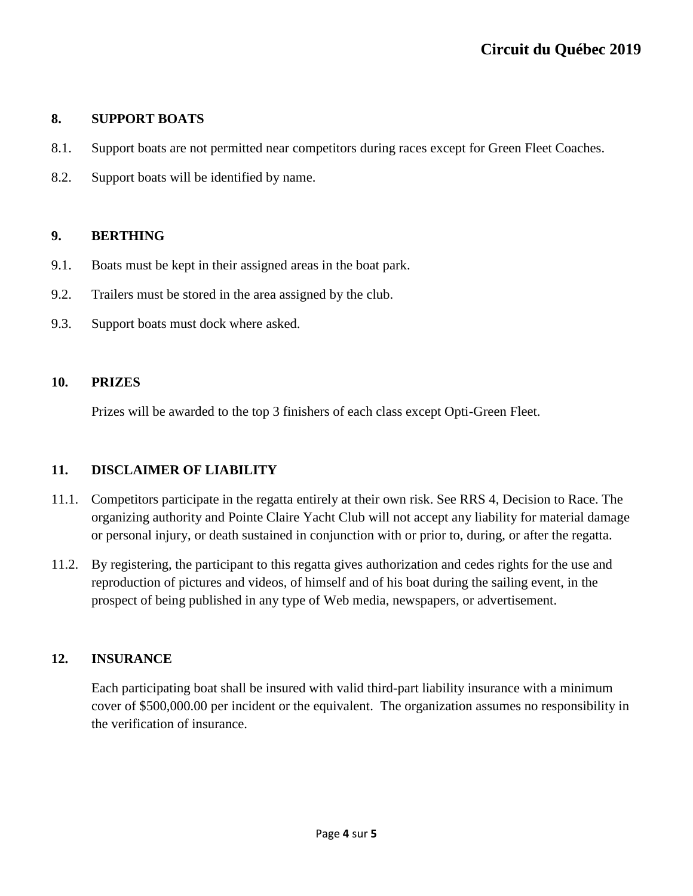## 8. SUPPORT BOATS

8.1. Support boats are not permitted near competitors during races except for Green Fleet Coaches.

8.2. Support boats will be identified by name.

## 9. BERTHING

9.1. Boats must be kept in their assigned areas in the boat park.

9.2. Trailers must be stored in the area assigned by the club.

9.3. Support boats must dock where asked.

## 10. PRIZES

Prizes will be awarded to the top 3 finishers of each class except Opti-Green Fleet.

## 11. DISCLAIMER OF LIABILITY

11.1. Competitors participate in the regatta entirely at their own risk. See RRS 4, Decision to Race. The organizing authority and Pointe Claire Yacht Club will not accept any liability for material damage or personal injury, or death sustained in conjunction with or prior to, during, or after the regatta.

11.2. By registering, the participant to this regatta gives authorization and cedes rights for the use and reproduction of pictures and videos, of himself and of his boat during the sailing event, in the prospect of being published in any type of Web media, newspapers, or advertisement.

## 12. INSURANCE

Each participating boat shall be insured with valid third-part liability insurance with a minimum cover of $500,000.00 per incident or the equivalent. The organization assumes no responsibility in the verification of insurance.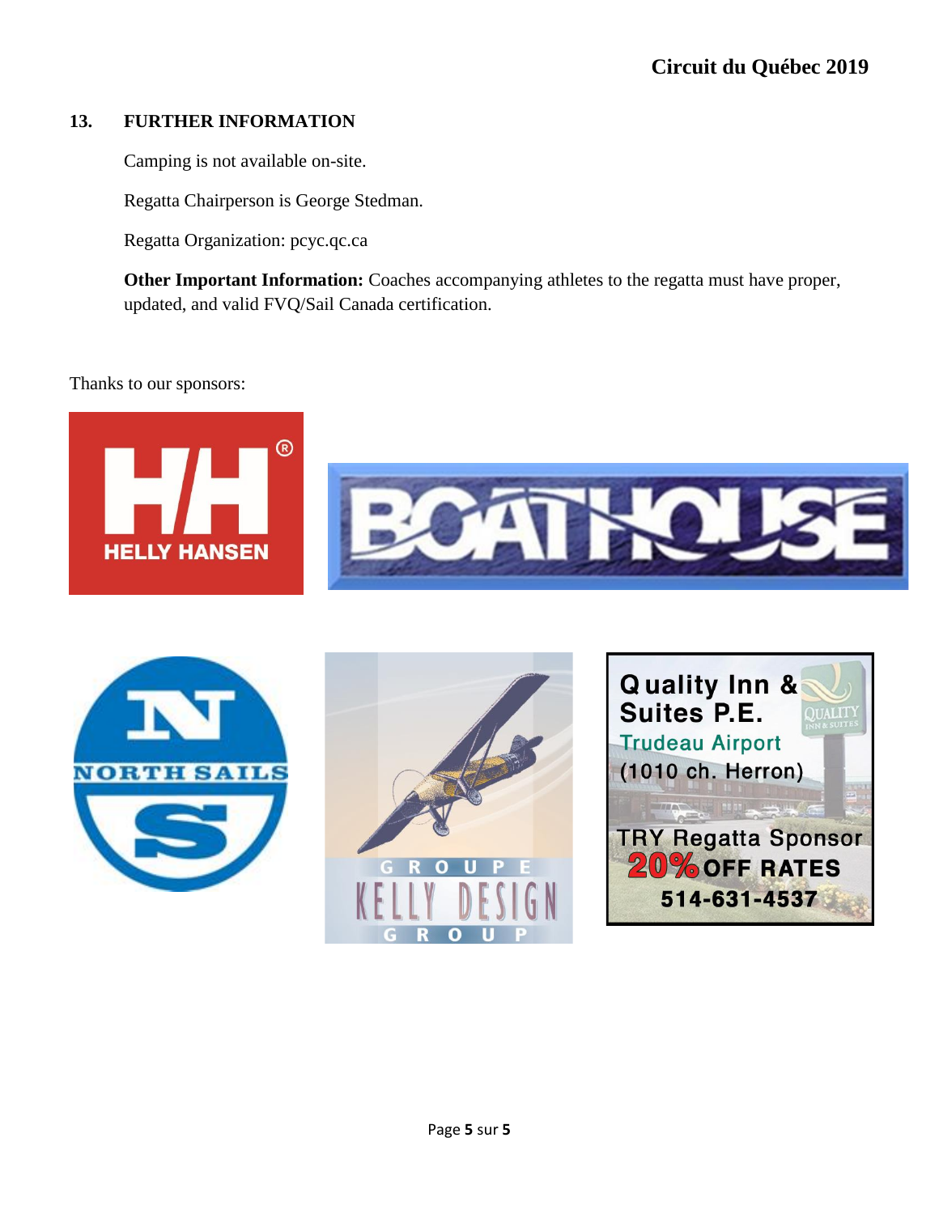## 13. FURTHER INFORMATION

Camping is not available on-site.

Regatta Chairperson is George Stedman.

Regatta Organization: pcyc.qc.ca

**Other Important Information:** Coaches accompanying athletes to the regatta must have proper, updated, and valid FVQ/Sail Canada certification.

Thanks to our sponsors: